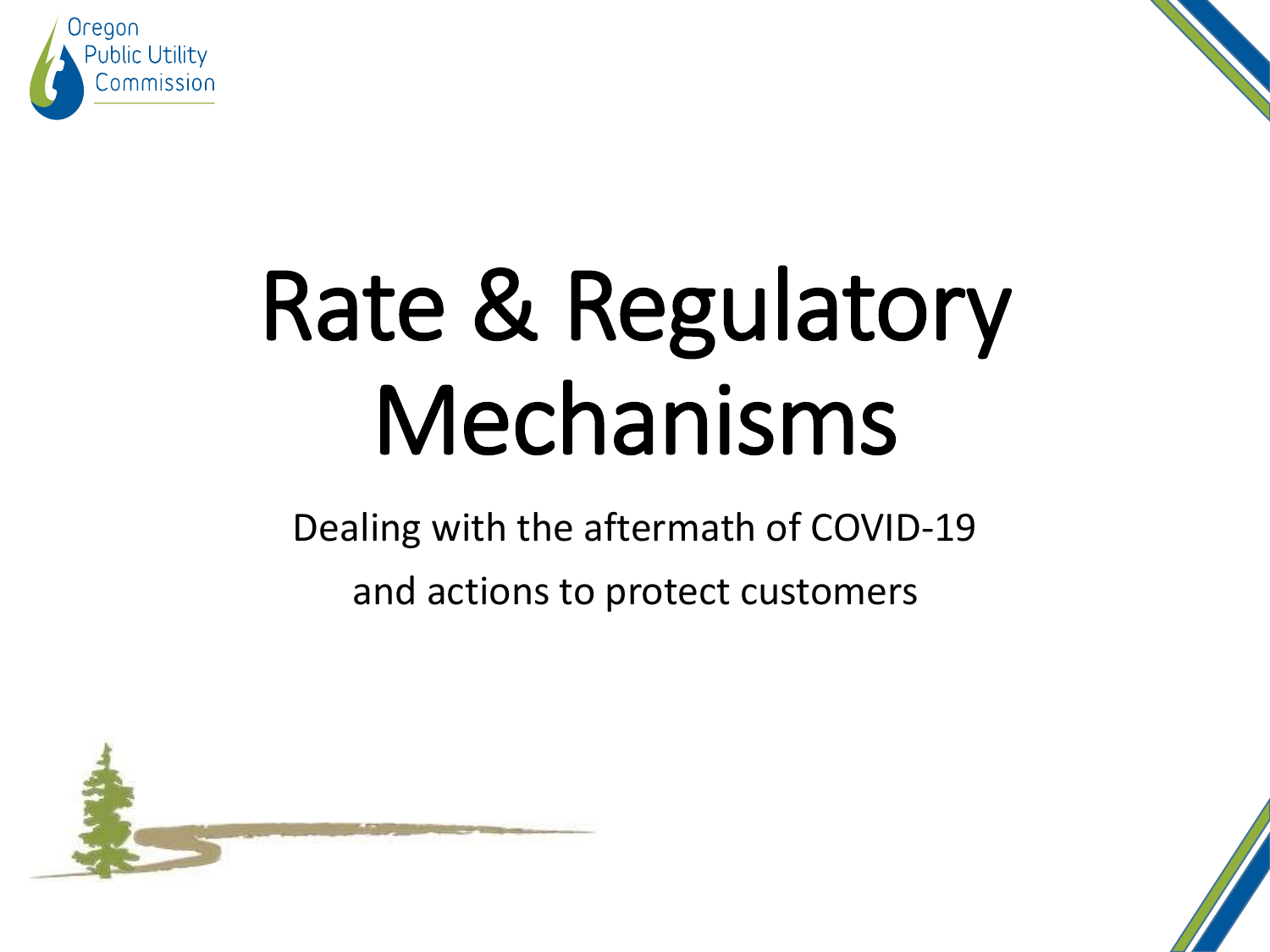Oregon Public Utility Commission

# Rate & Regulatory Mechanisms

Dealing with the aftermath of COVID-19

and actions to protect customers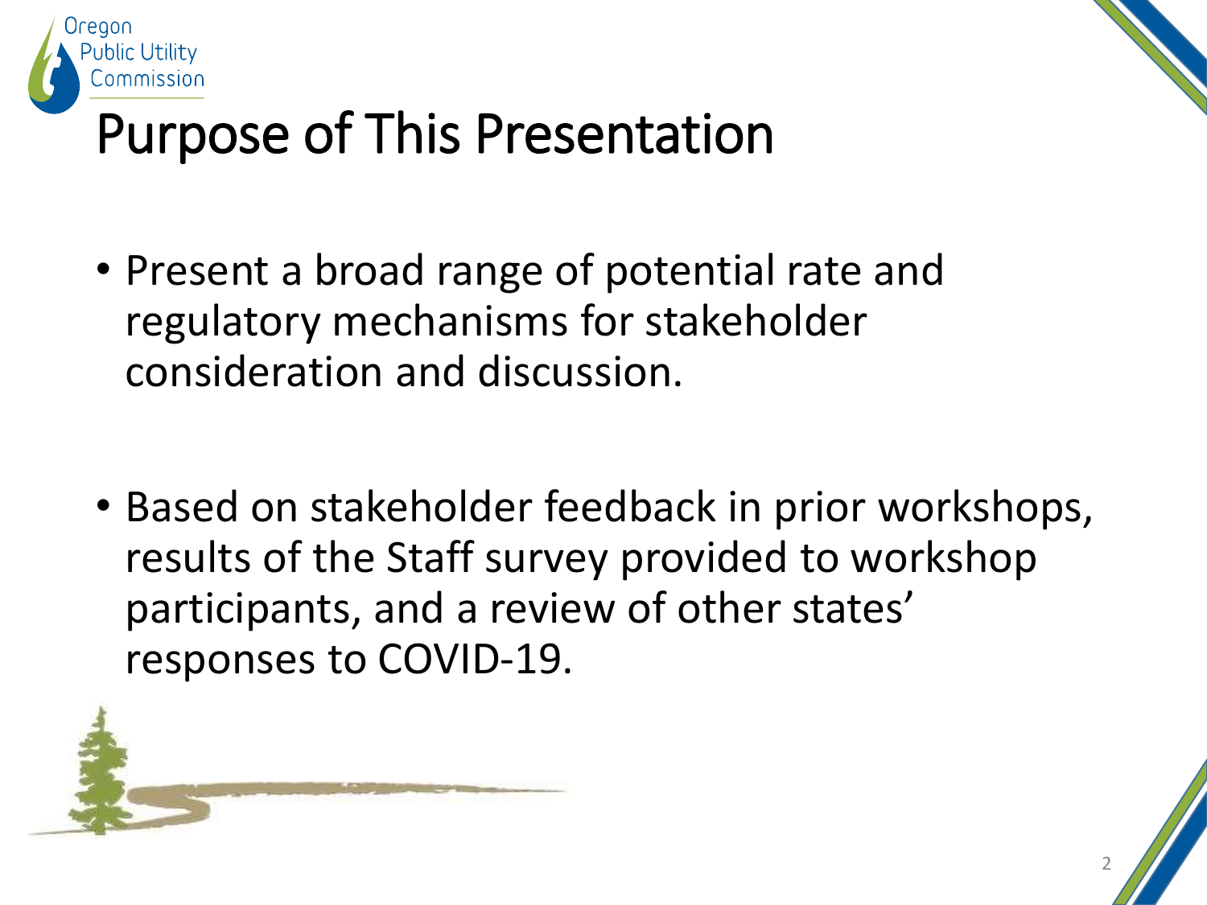# Purpose of This Presentation

- Present a broad range of potential rate and regulatory mechanisms for stakeholder consideration and discussion.

- Based on stakeholder feedback in prior workshops, results of the Staff survey provided to workshop participants, and a review of other states' responses to COVID-19.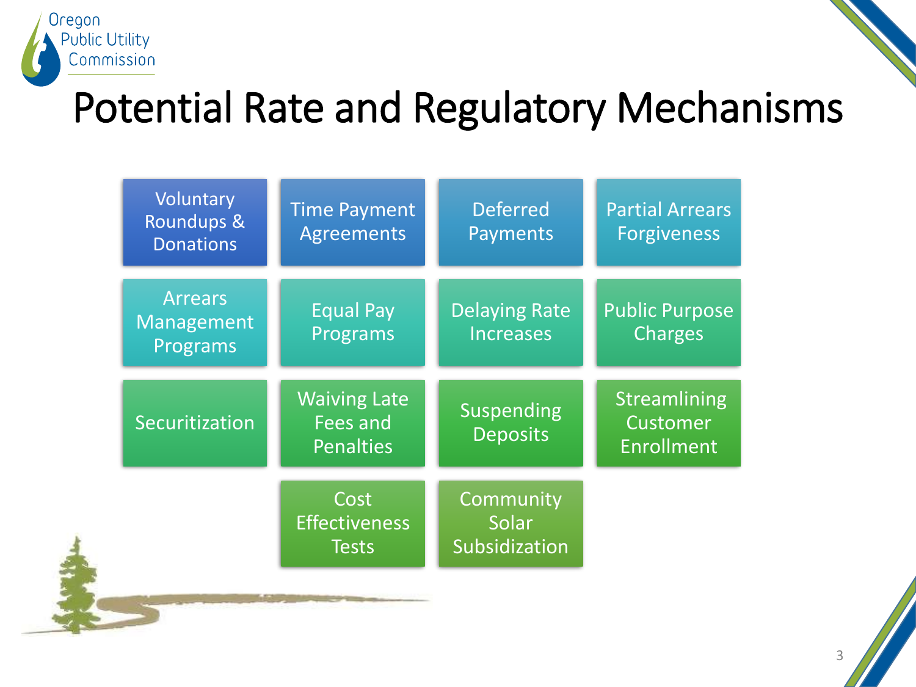# Potential Rate and Regulatory Mechanisms

- Voluntary Roundups & Donations
- Time Payment Agreements
- Deferred Payments
- Partial Arrears Forgiveness
- Arrears Management Programs
- Equal Pay Programs
- Delaying Rate Increases
- Public Purpose Charges
- Securitization
- Waiving Late Fees and Penalties
- Suspending Deposits
- Streamlining Customer Enrollment
- Cost Effectiveness Tests
- Community Solar Subsidization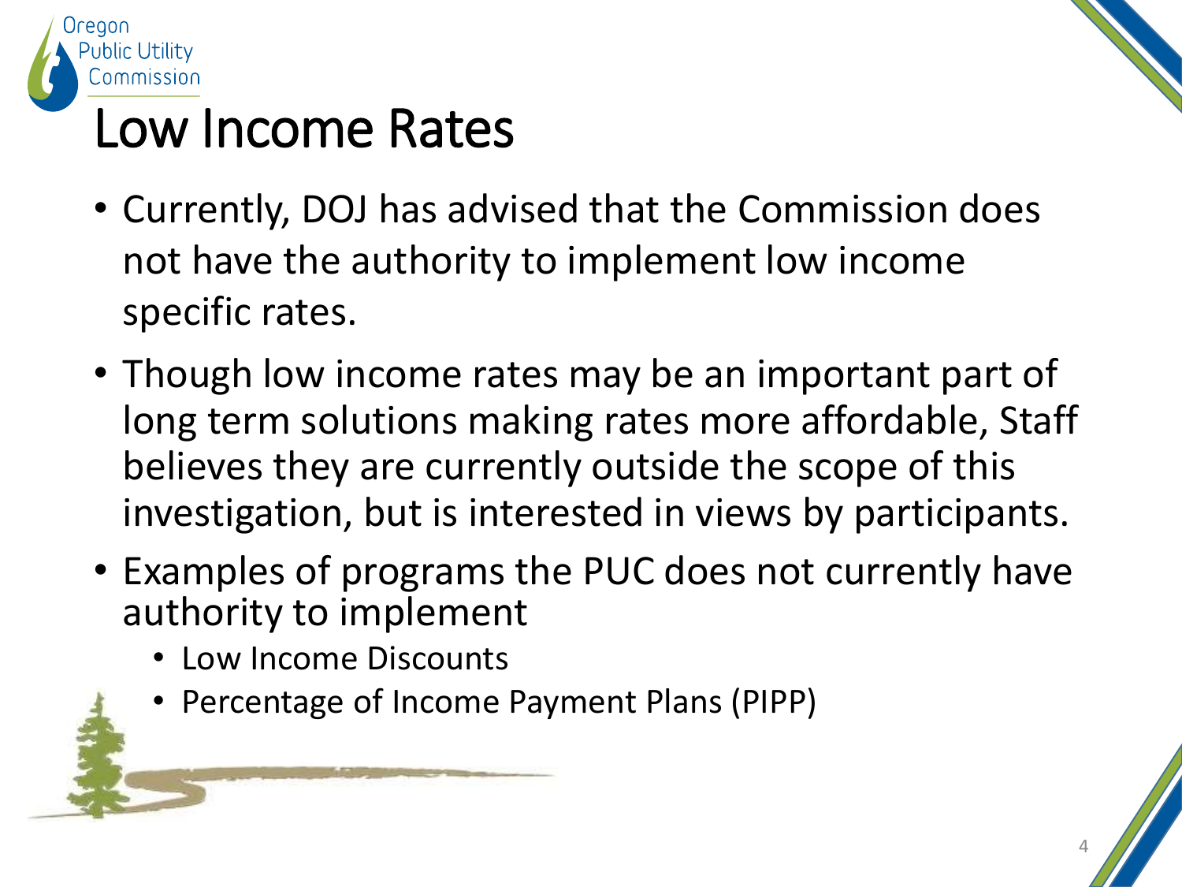# Low Income Rates

- Currently, DOJ has advised that the Commission does not have the authority to implement low income specific rates.
- Though low income rates may be an important part of long term solutions making rates more affordable, Staff believes they are currently outside the scope of this investigation, but is interested in views by participants.
- Examples of programs the PUC does not currently have authority to implement
  - Low Income Discounts
  - Percentage of Income Payment Plans (PIPP)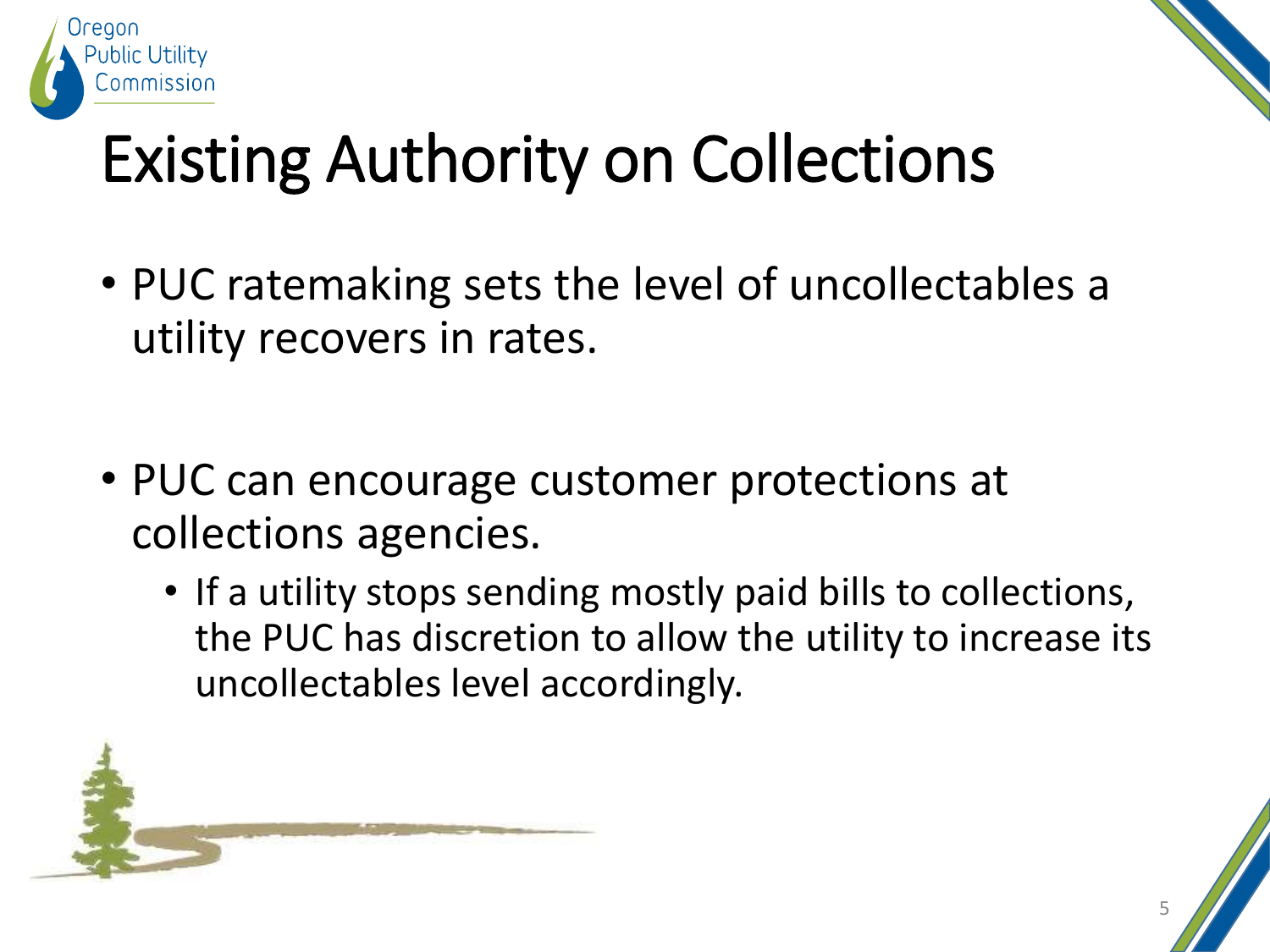# Existing Authority on Collections

- PUC ratemaking sets the level of uncollectables a utility recovers in rates.

- PUC can encourage customer protections at collections agencies.
  - If a utility stops sending mostly paid bills to collections, the PUC has discretion to allow the utility to increase its uncollectables level accordingly.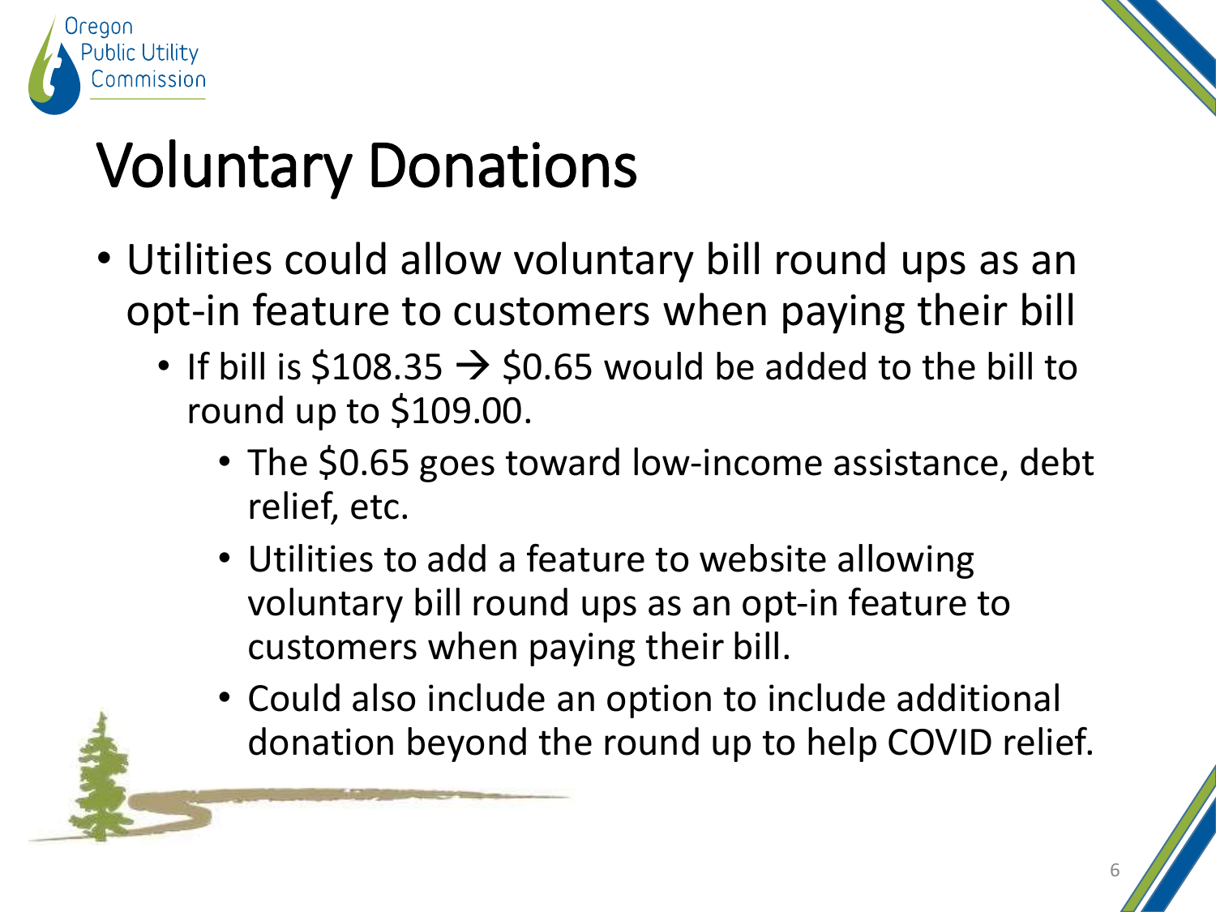# Voluntary Donations

- Utilities could allow voluntary bill round ups as an opt-in feature to customers when paying their bill
  - If bill is $108.35 → $0.65 would be added to the bill to round up to $109.00.
    - The $0.65 goes toward low-income assistance, debt relief, etc.
    - Utilities to add a feature to website allowing voluntary bill round ups as an opt-in feature to customers when paying their bill.
    - Could also include an option to include additional donation beyond the round up to help COVID relief.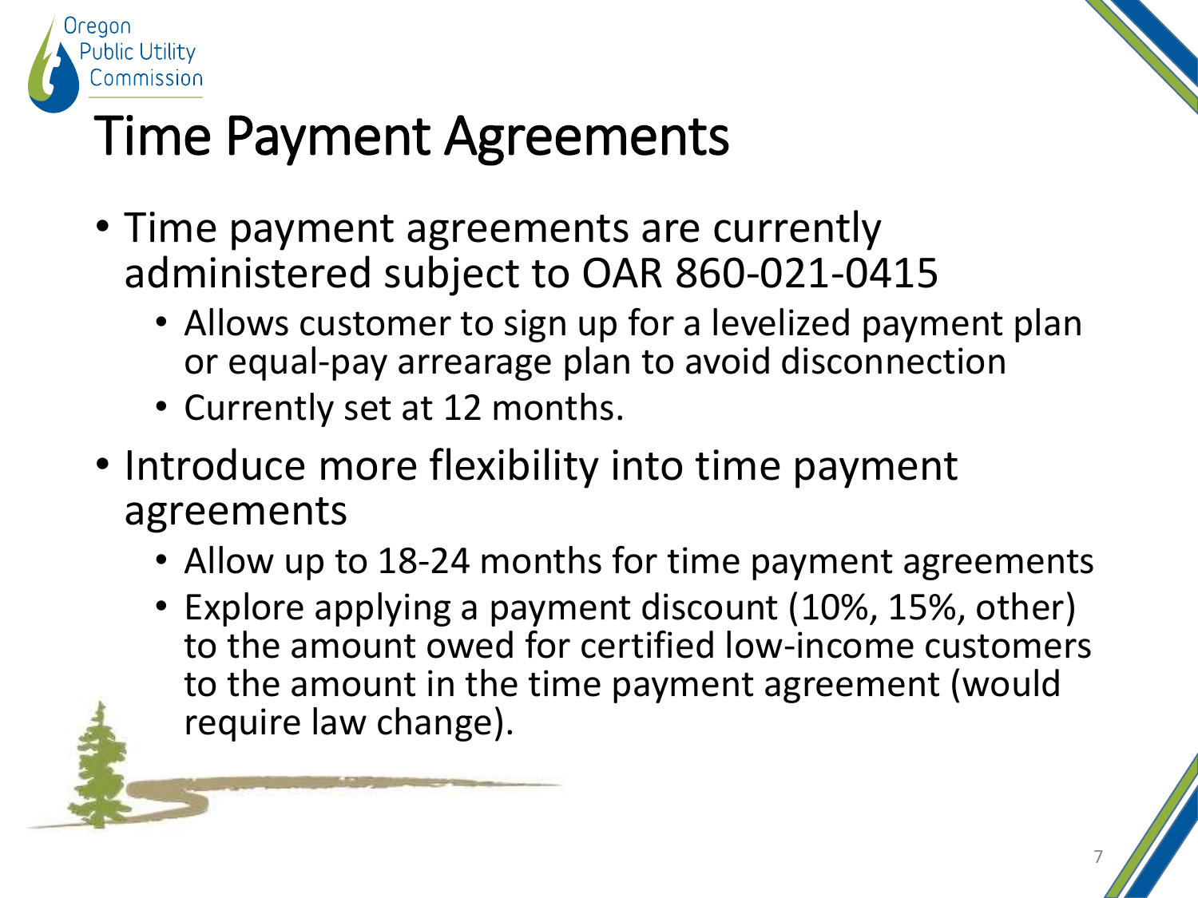# Time Payment Agreements

- Time payment agreements are currently administered subject to OAR 860-021-0415
  - Allows customer to sign up for a levelized payment plan or equal-pay arrearage plan to avoid disconnection
  - Currently set at 12 months.
- Introduce more flexibility into time payment agreements
  - Allow up to 18-24 months for time payment agreements
  - Explore applying a payment discount (10%, 15%, other) to the amount owed for certified low-income customers to the amount in the time payment agreement (would require law change).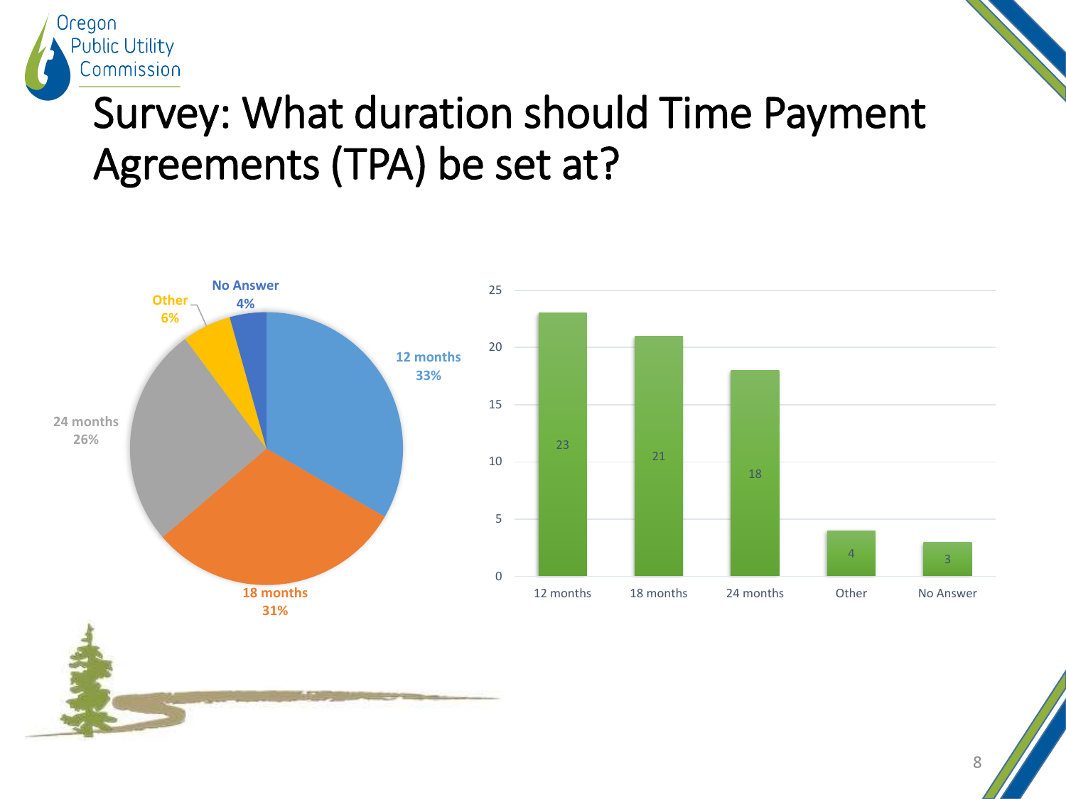# Survey: What duration should Time Payment Agreements (TPA) be set at?

| Response | Count | Percent |
| --- | --- | --- |
| 12 months | 23 | 33% |
| 18 months | 21 | 31% |
| 24 months | 18 | 26% |
| Other | 4 | 6% |
| No Answer | 3 | 4% |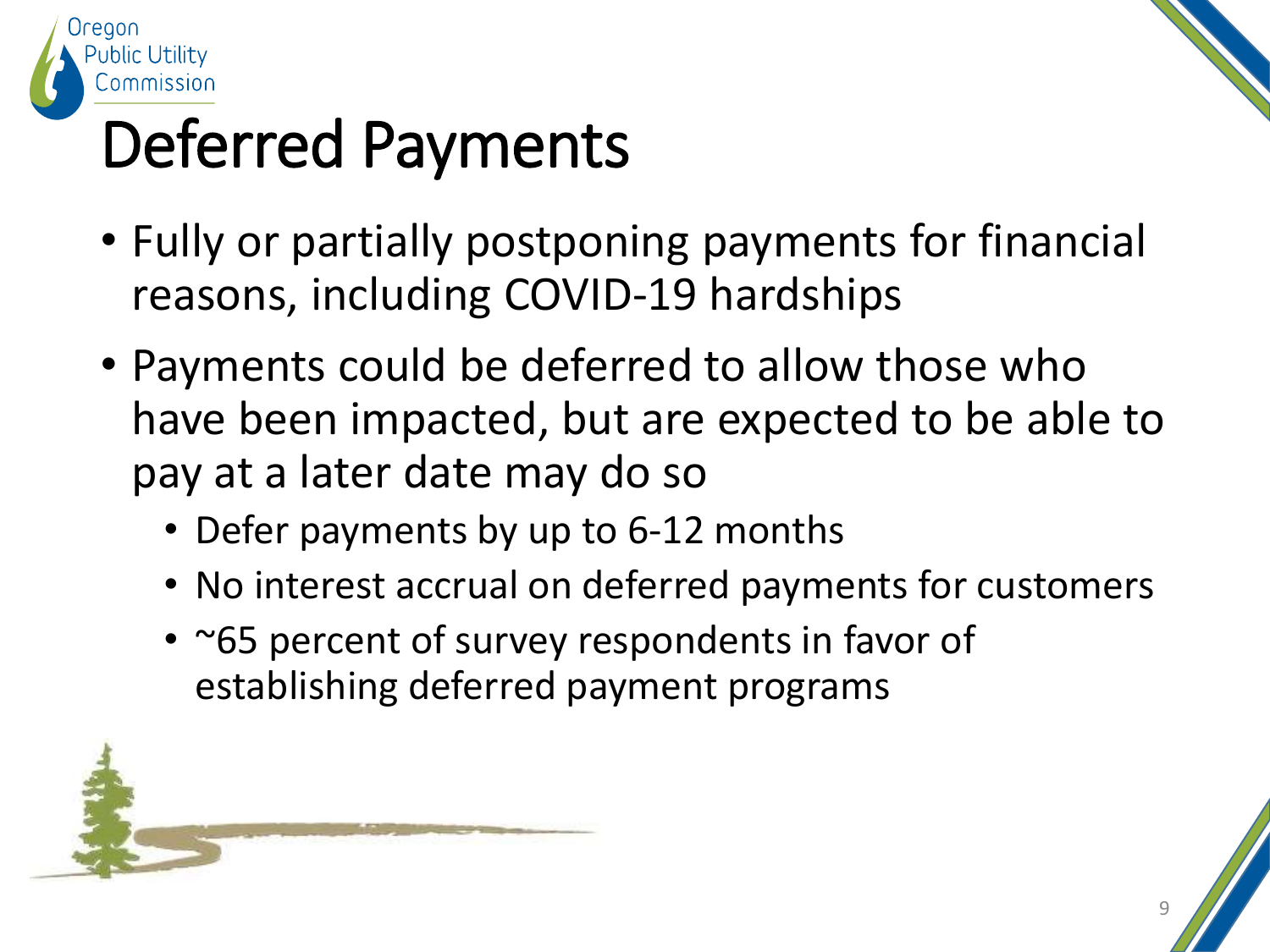# Deferred Payments

- Fully or partially postponing payments for financial reasons, including COVID-19 hardships
- Payments could be deferred to allow those who have been impacted, but are expected to be able to pay at a later date may do so
  - Defer payments by up to 6-12 months
  - No interest accrual on deferred payments for customers
  - ~65 percent of survey respondents in favor of establishing deferred payment programs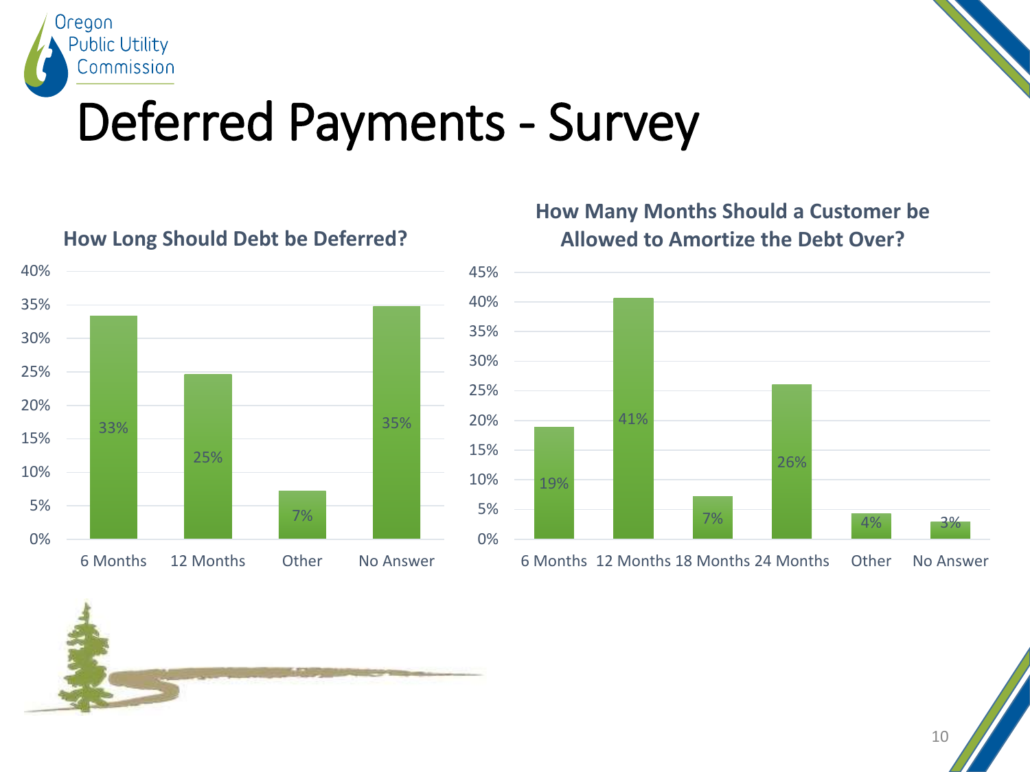# Deferred Payments - Survey

### How Long Should Debt be Deferred?

| Response | Percent |
|---|---|
| 6 Months | 33% |
| 12 Months | 25% |
| Other | 7% |
| No Answer | 35% |

### How Many Months Should a Customer be Allowed to Amortize the Debt Over?

| Response | Percent |
|---|---|
| 6 Months | 19% |
| 12 Months | 41% |
| 18 Months | 7% |
| 24 Months | 26% |
| Other | 4% |
| No Answer | 3% |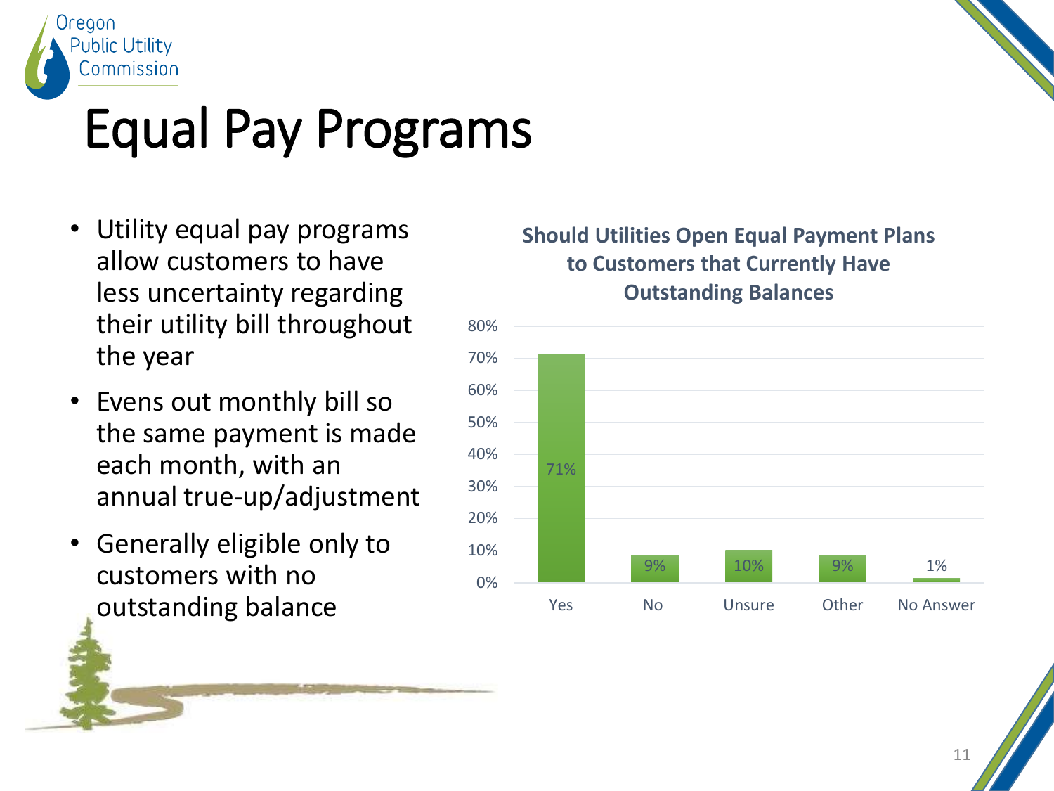# Equal Pay Programs

- Utility equal pay programs allow customers to have less uncertainty regarding their utility bill throughout the year
- Evens out monthly bill so the same payment is made each month, with an annual true-up/adjustment
- Generally eligible only to customers with no outstanding balance

**Should Utilities Open Equal Payment Plans to Customers that Currently Have Outstanding Balances**

| Response | Percentage |
|---|---|
| Yes | 71% |
| No | 9% |
| Unsure | 10% |
| Other | 9% |
| No Answer | 1% |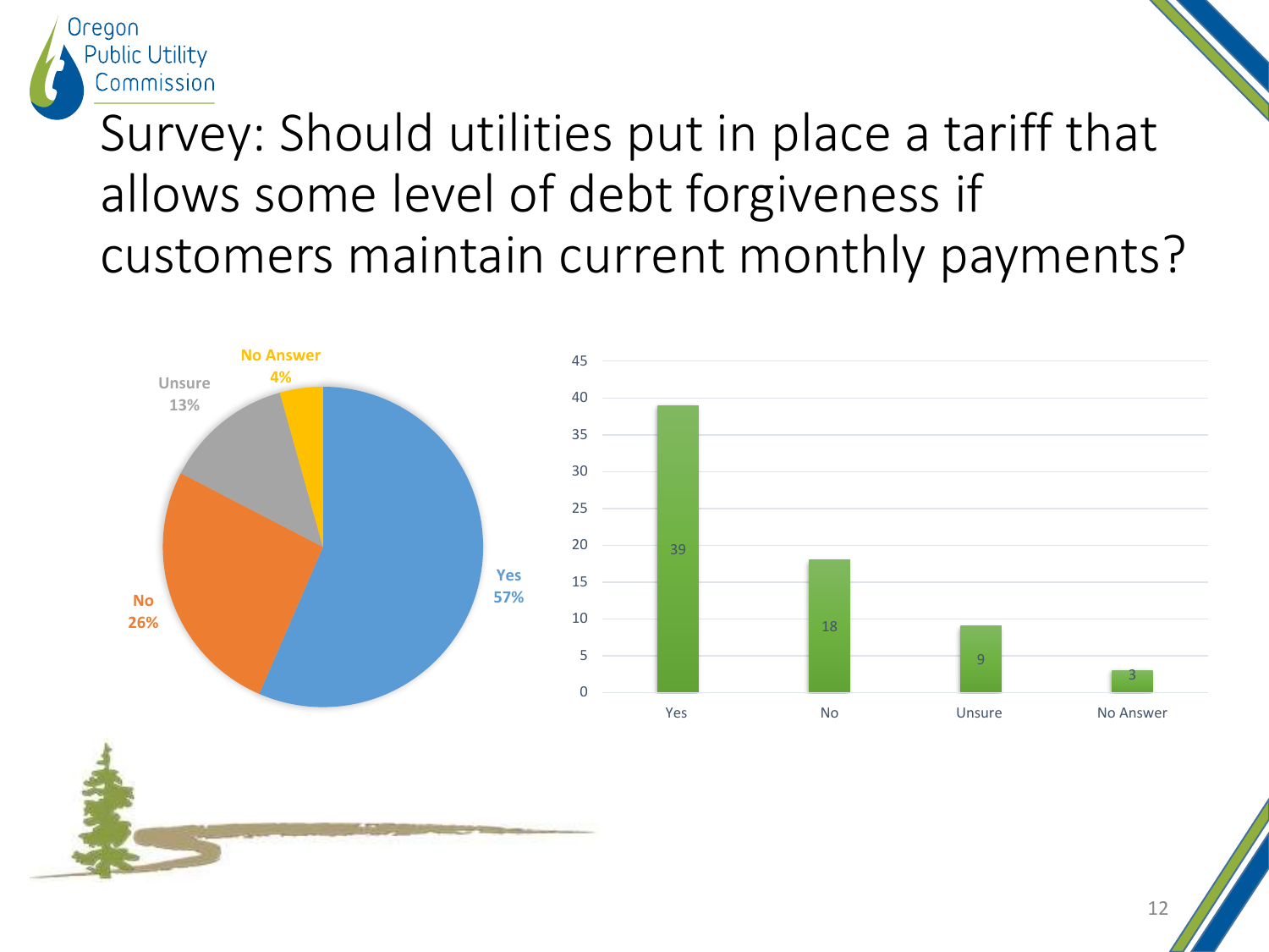# Survey: Should utilities put in place a tariff that allows some level of debt forgiveness if customers maintain current monthly payments?

| Response | Count | Percent |
| --- | --- | --- |
| Yes | 39 | 57% |
| No | 18 | 26% |
| Unsure | 9 | 13% |
| No Answer | 3 | 4% |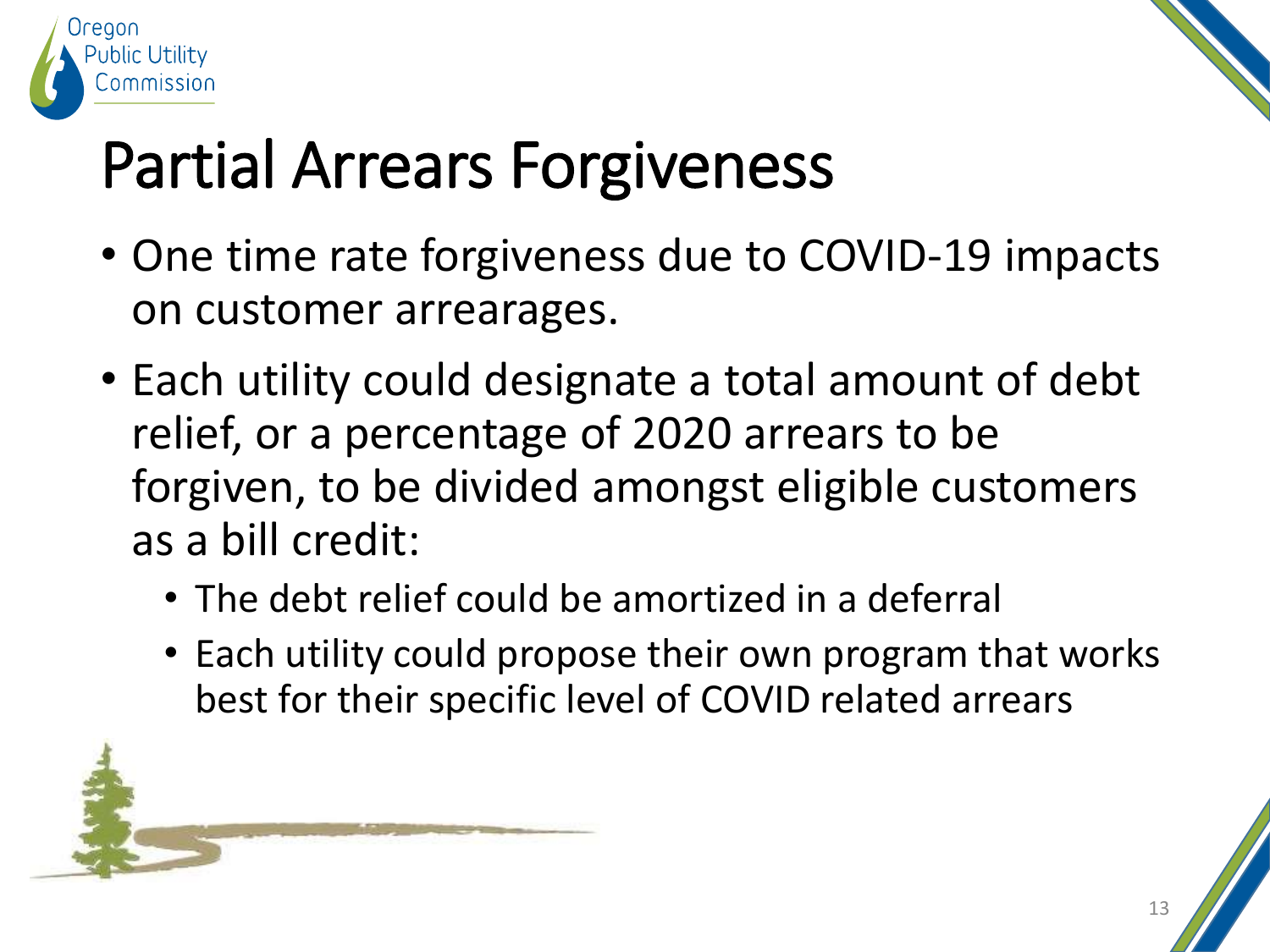# Partial Arrears Forgiveness

- One time rate forgiveness due to COVID-19 impacts on customer arrearages.
- Each utility could designate a total amount of debt relief, or a percentage of 2020 arrears to be forgiven, to be divided amongst eligible customers as a bill credit:
  - The debt relief could be amortized in a deferral
  - Each utility could propose their own program that works best for their specific level of COVID related arrears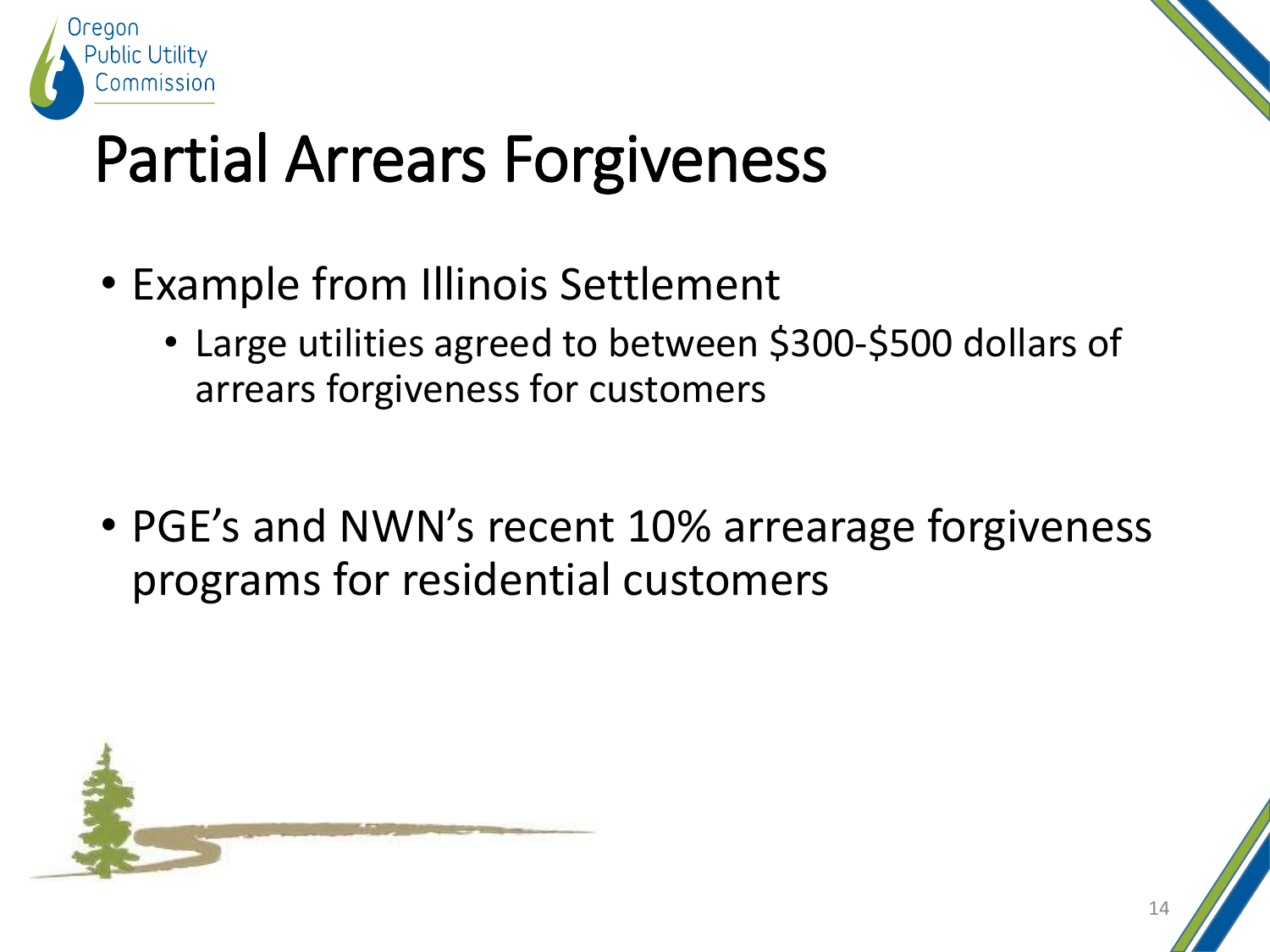# Partial Arrears Forgiveness

- Example from Illinois Settlement
  - Large utilities agreed to between $300-$500 dollars of arrears forgiveness for customers

- PGE’s and NWN’s recent 10% arrearage forgiveness programs for residential customers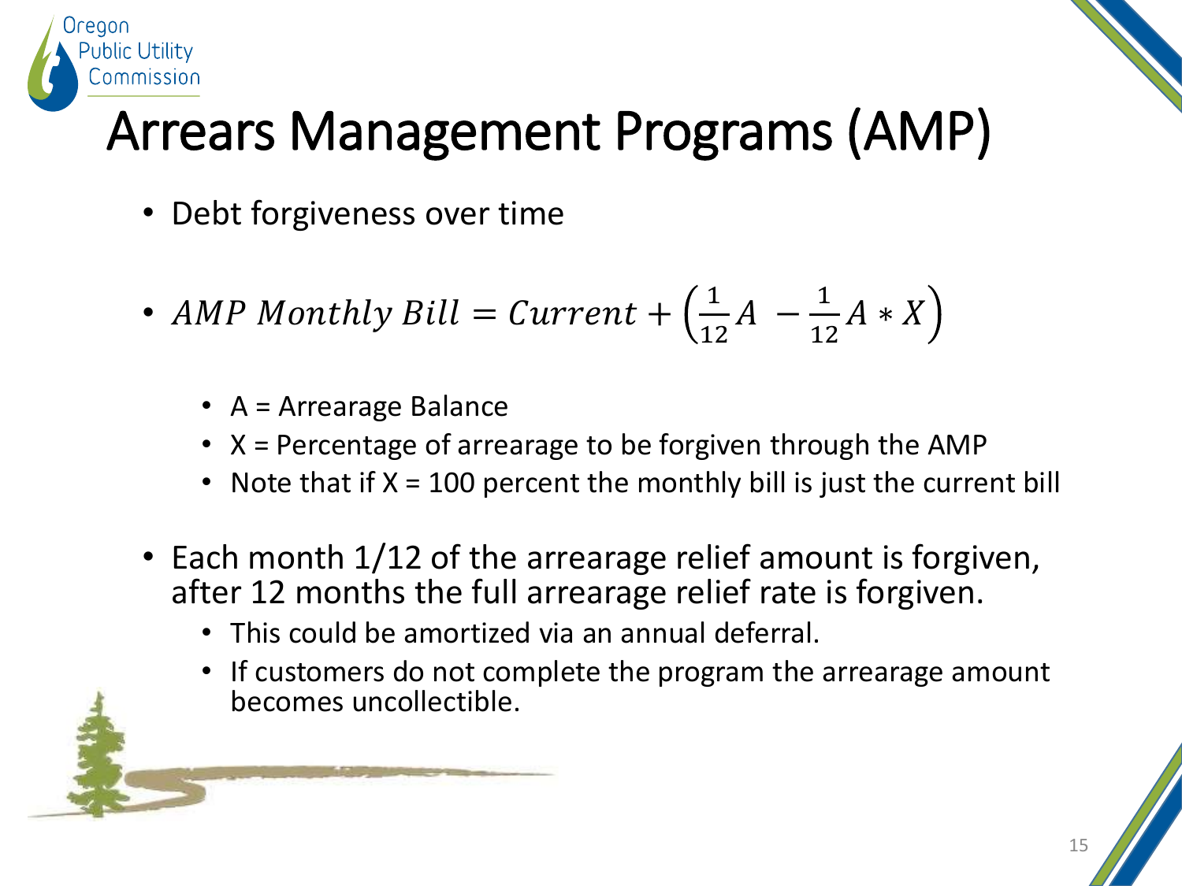# Arrears Management Programs (AMP)

- Debt forgiveness over time
- $AMP\ Monthly\ Bill = Current + \left(\frac{1}{12}A\ - \frac{1}{12}A * X\right)$
  - A = Arrearage Balance
  - X = Percentage of arrearage to be forgiven through the AMP
  - Note that if X = 100 percent the monthly bill is just the current bill
- Each month 1/12 of the arrearage relief amount is forgiven, after 12 months the full arrearage relief rate is forgiven.
  - This could be amortized via an annual deferral.
  - If customers do not complete the program the arrearage amount becomes uncollectible.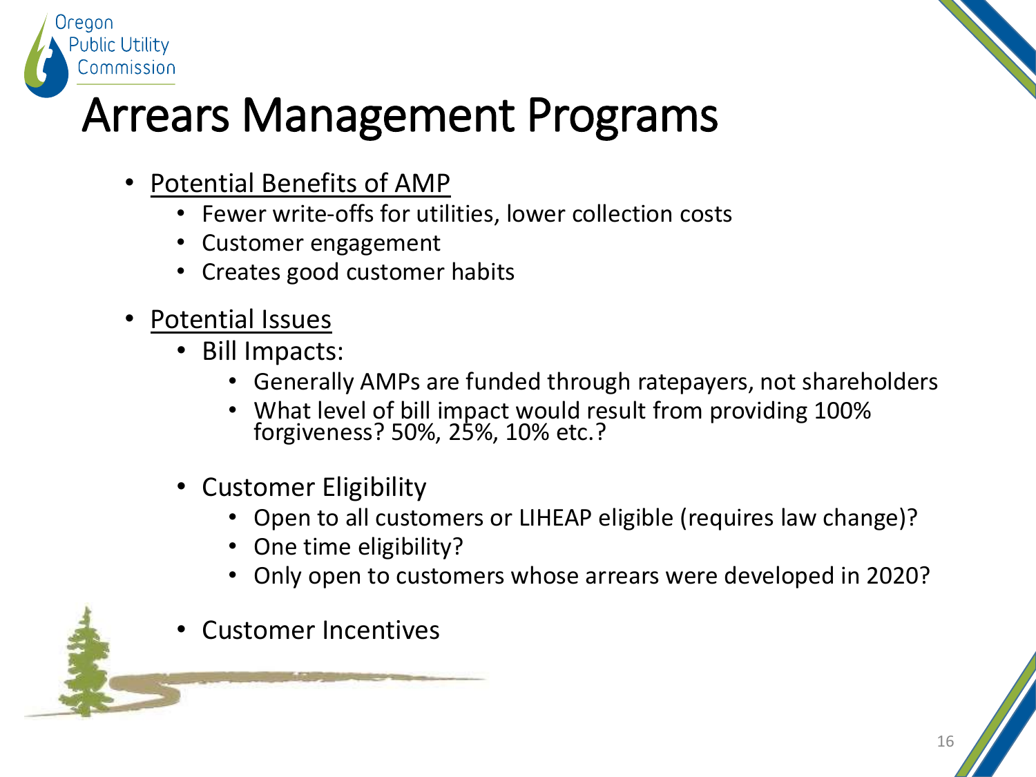# Arrears Management Programs

- <u>Potential Benefits of AMP</u>
  - Fewer write-offs for utilities, lower collection costs
  - Customer engagement
  - Creates good customer habits
- <u>Potential Issues</u>
  - Bill Impacts:
    - Generally AMPs are funded through ratepayers, not shareholders
    - What level of bill impact would result from providing 100% forgiveness? 50%, 25%, 10% etc.?
  - Customer Eligibility
    - Open to all customers or LIHEAP eligible (requires law change)?
    - One time eligibility?
    - Only open to customers whose arrears were developed in 2020?
  - Customer Incentives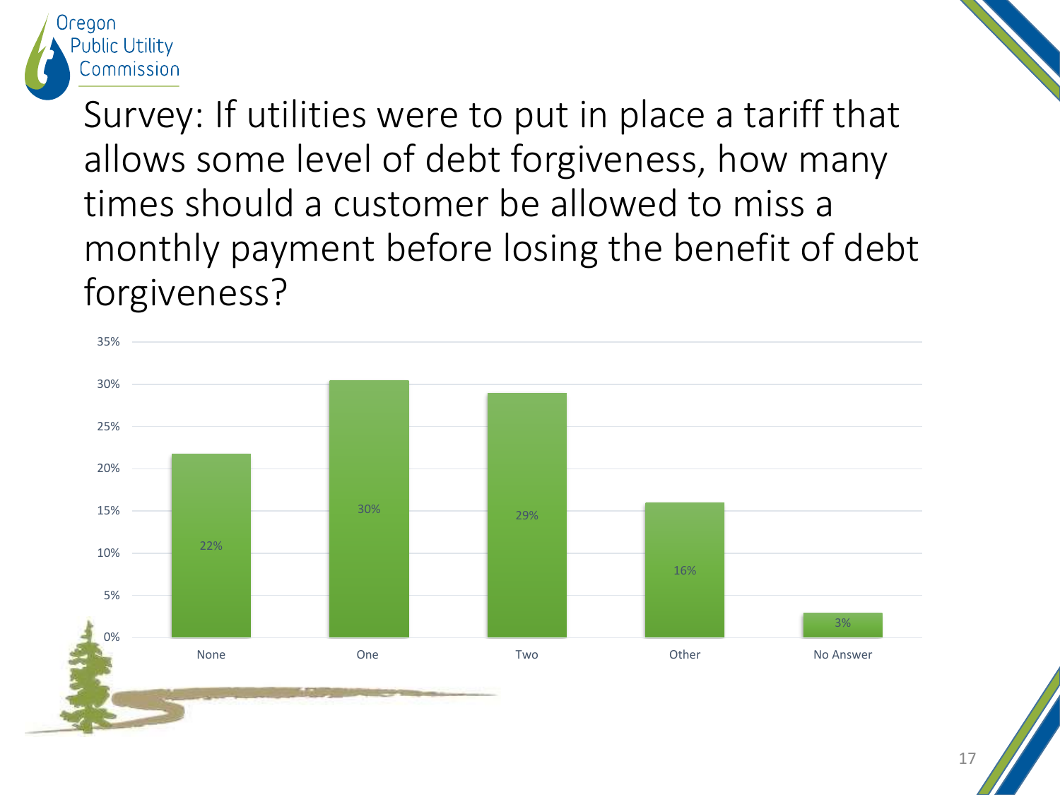# Survey: If utilities were to put in place a tariff that allows some level of debt forgiveness, how many times should a customer be allowed to miss a monthly payment before losing the benefit of debt forgiveness?

| Response | Percentage |
| --- | --- |
| None | 22% |
| One | 30% |
| Two | 29% |
| Other | 16% |
| No Answer | 3% |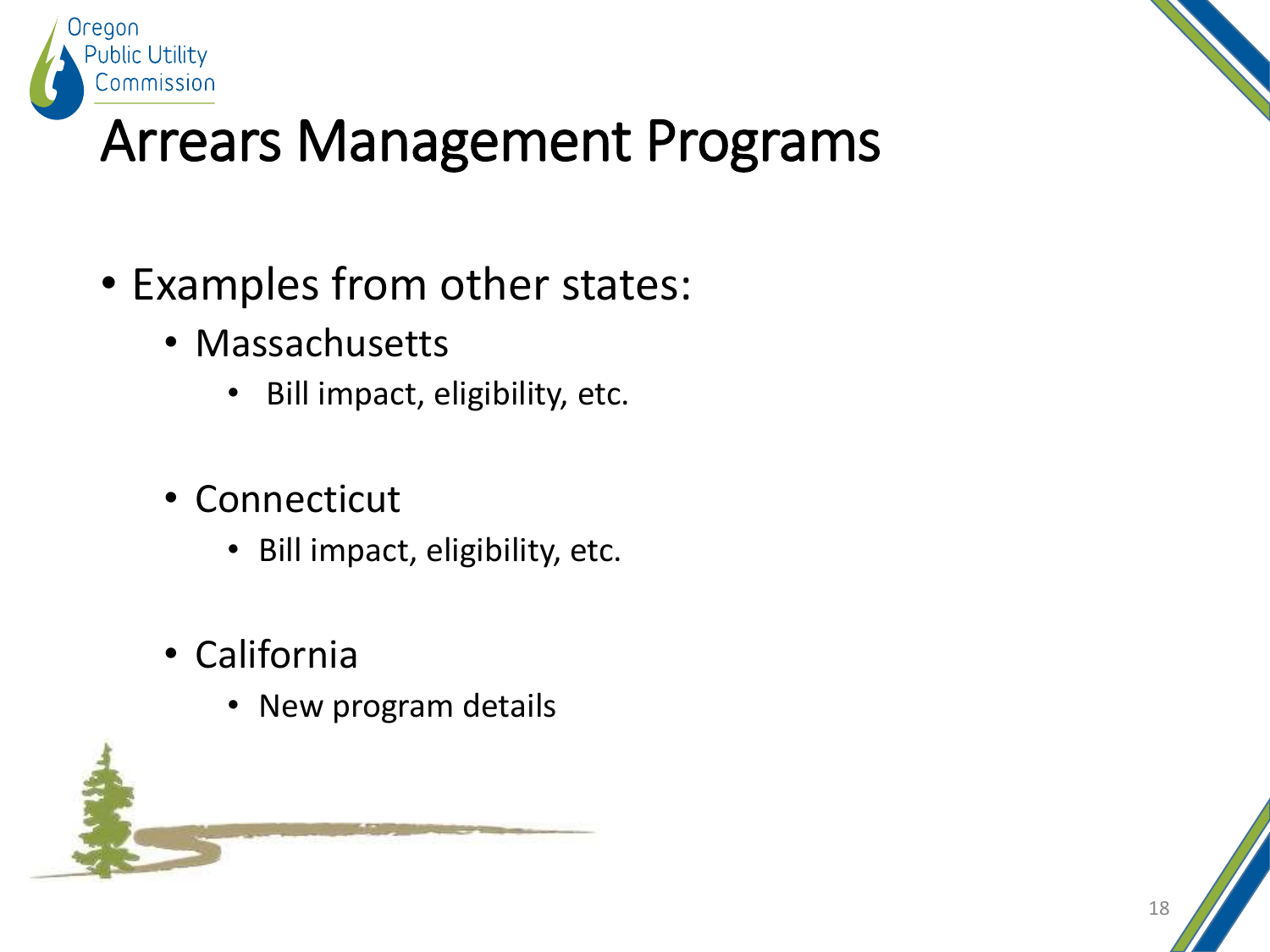# Arrears Management Programs

- Examples from other states:
  - Massachusetts
    - Bill impact, eligibility, etc.
  - Connecticut
    - Bill impact, eligibility, etc.
  - California
    - New program details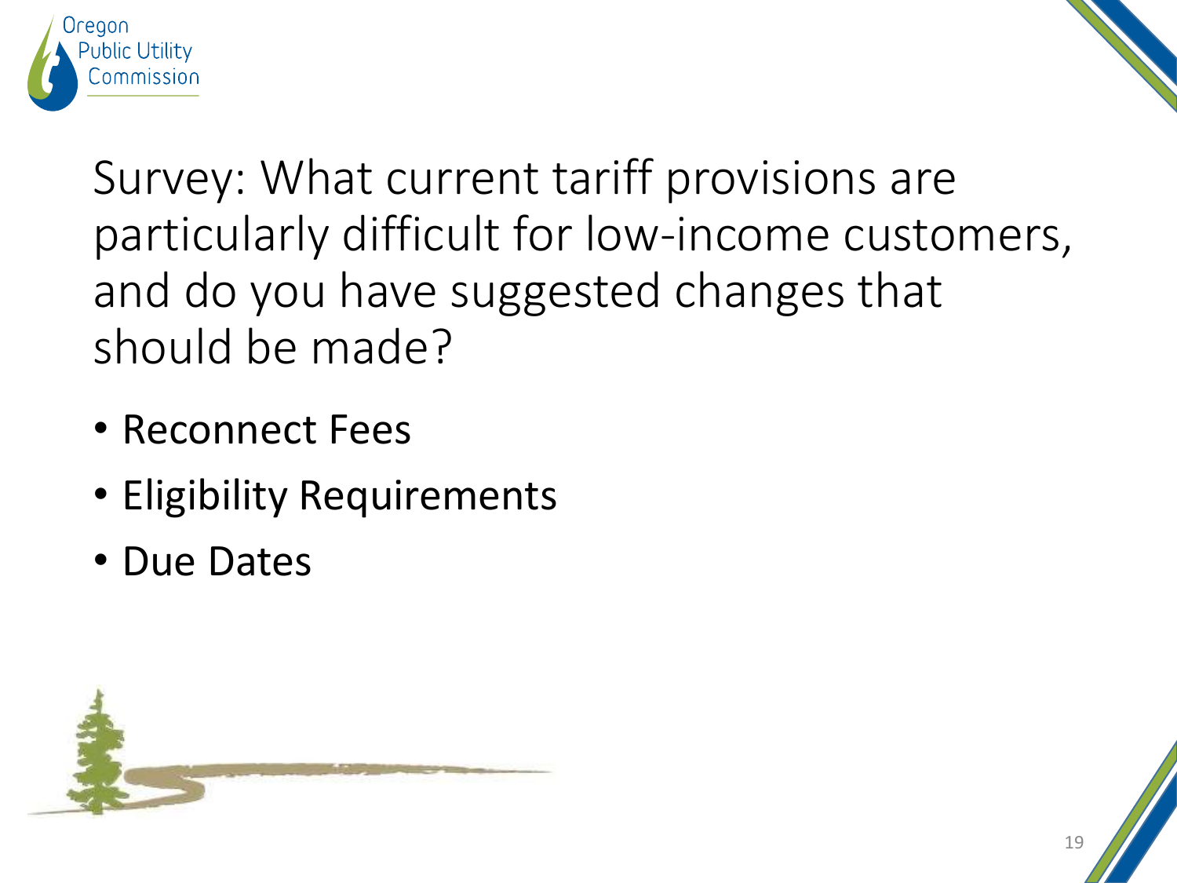# Survey: What current tariff provisions are particularly difficult for low-income customers, and do you have suggested changes that should be made?

- Reconnect Fees
- Eligibility Requirements
- Due Dates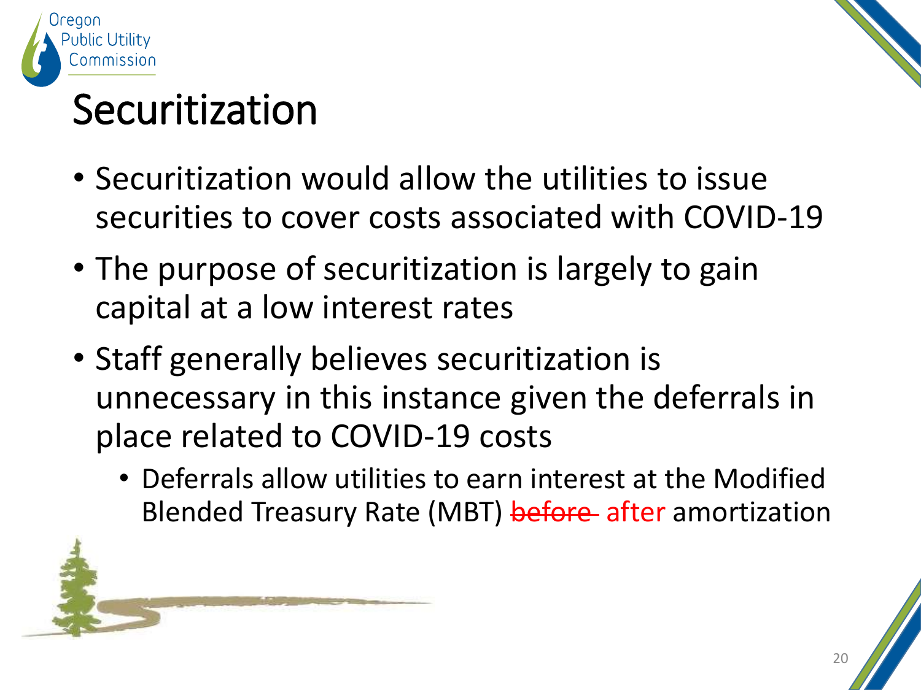# Securitization

- Securitization would allow the utilities to issue securities to cover costs associated with COVID-19
- The purpose of securitization is largely to gain capital at a low interest rates
- Staff generally believes securitization is unnecessary in this instance given the deferrals in place related to COVID-19 costs
  - Deferrals allow utilities to earn interest at the Modified Blended Treasury Rate (MBT) ~~before~~ after amortization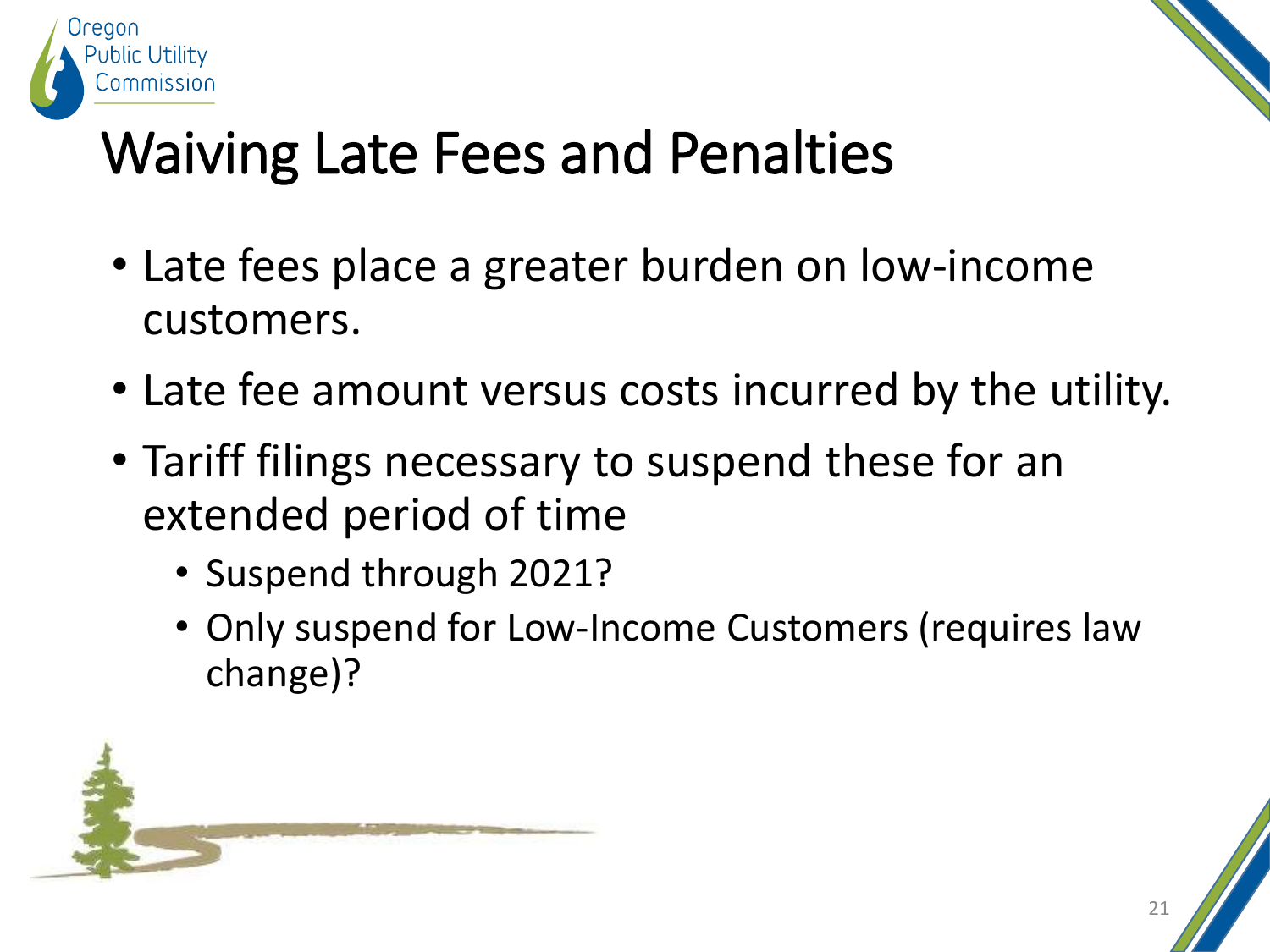# Waiving Late Fees and Penalties

- Late fees place a greater burden on low-income customers.
- Late fee amount versus costs incurred by the utility.
- Tariff filings necessary to suspend these for an extended period of time
  - Suspend through 2021?
  - Only suspend for Low-Income Customers (requires law change)?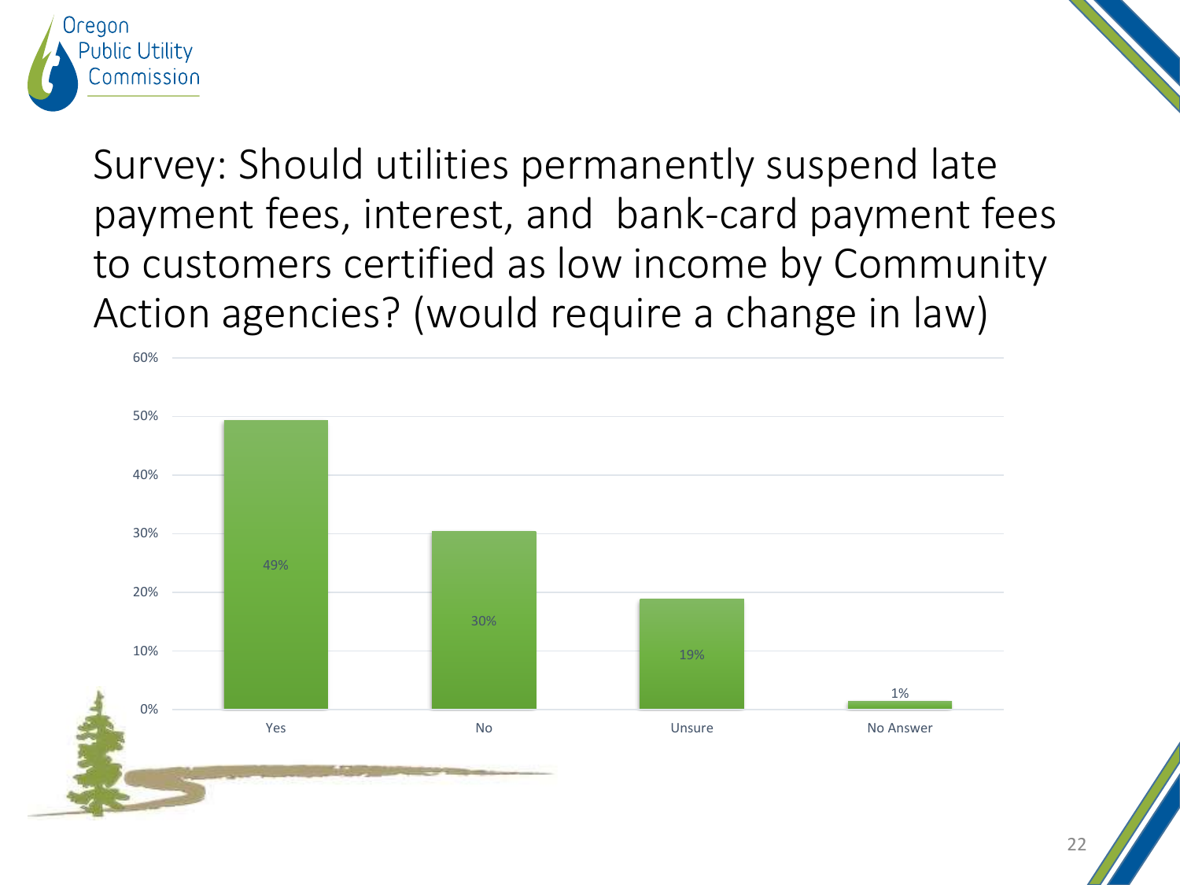# Survey: Should utilities permanently suspend late payment fees, interest, and bank-card payment fees to customers certified as low income by Community Action agencies? (would require a change in law)

| Response | Percentage |
| --- | --- |
| Yes | 49% |
| No | 30% |
| Unsure | 19% |
| No Answer | 1% |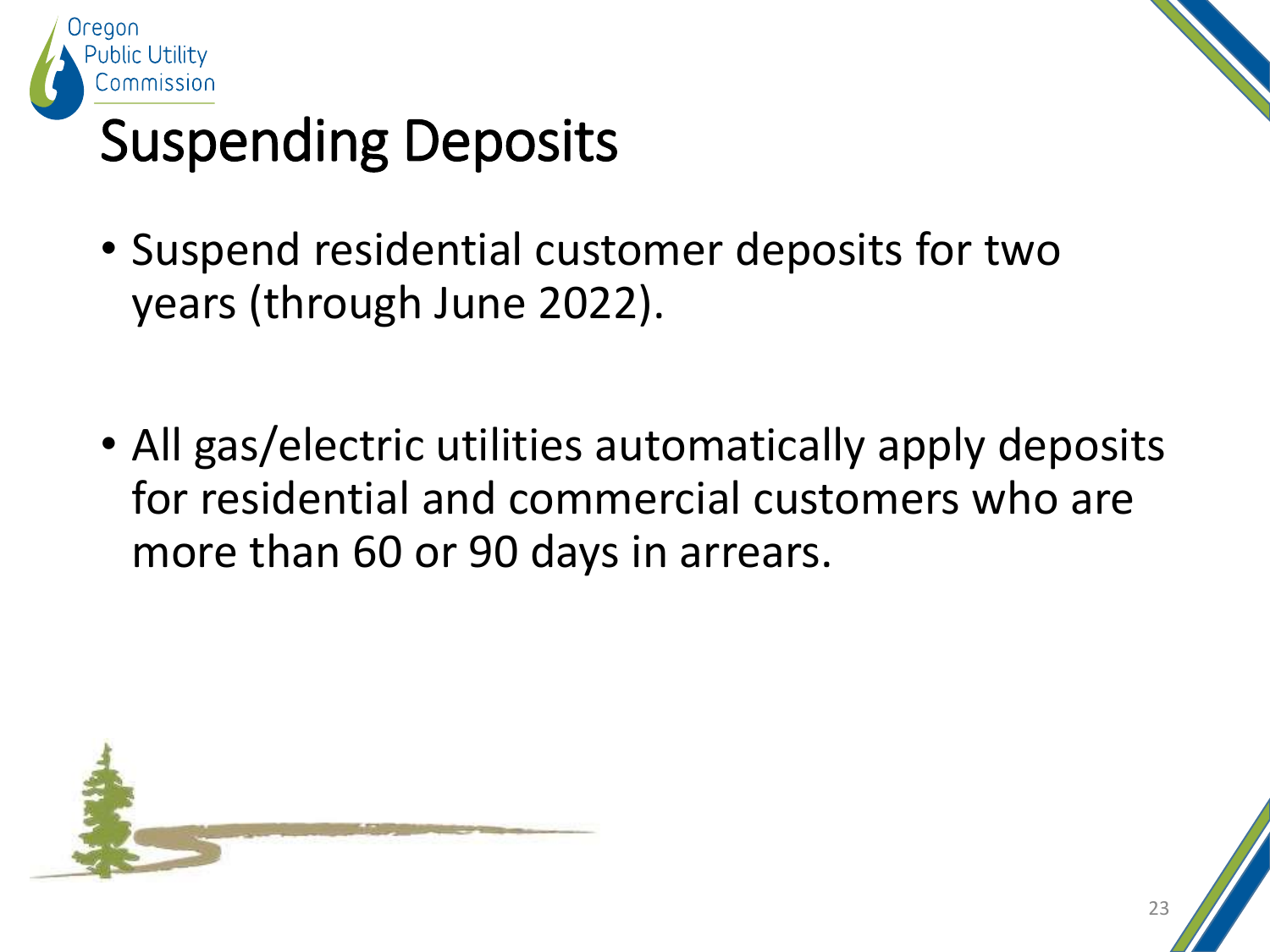# Suspending Deposits

- Suspend residential customer deposits for two years (through June 2022).

- All gas/electric utilities automatically apply deposits for residential and commercial customers who are more than 60 or 90 days in arrears.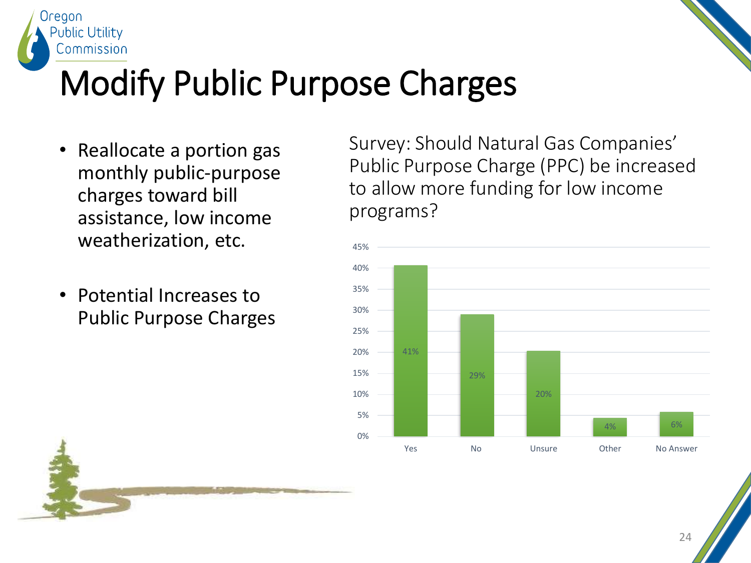# Modify Public Purpose Charges

- Reallocate a portion gas monthly public-purpose charges toward bill assistance, low income weatherization, etc.
- Potential Increases to Public Purpose Charges

Survey: Should Natural Gas Companies' Public Purpose Charge (PPC) be increased to allow more funding for low income programs?

| Response | Percentage |
|---|---|
| Yes | 41% |
| No | 29% |
| Unsure | 20% |
| Other | 4% |
| No Answer | 6% |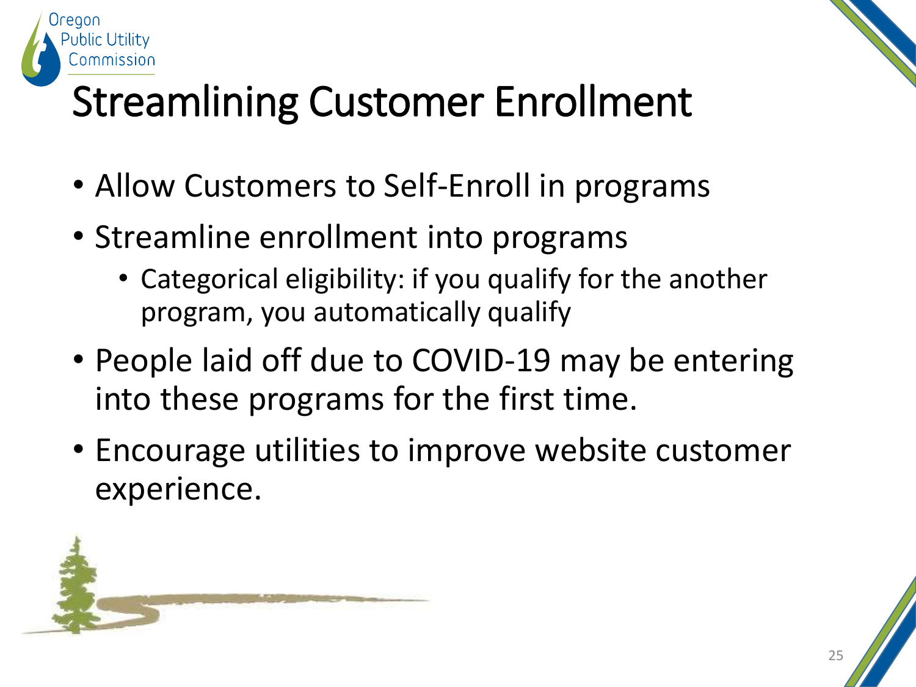# Streamlining Customer Enrollment

- Allow Customers to Self-Enroll in programs
- Streamline enrollment into programs
  - Categorical eligibility: if you qualify for the another program, you automatically qualify
- People laid off due to COVID-19 may be entering into these programs for the first time.
- Encourage utilities to improve website customer experience.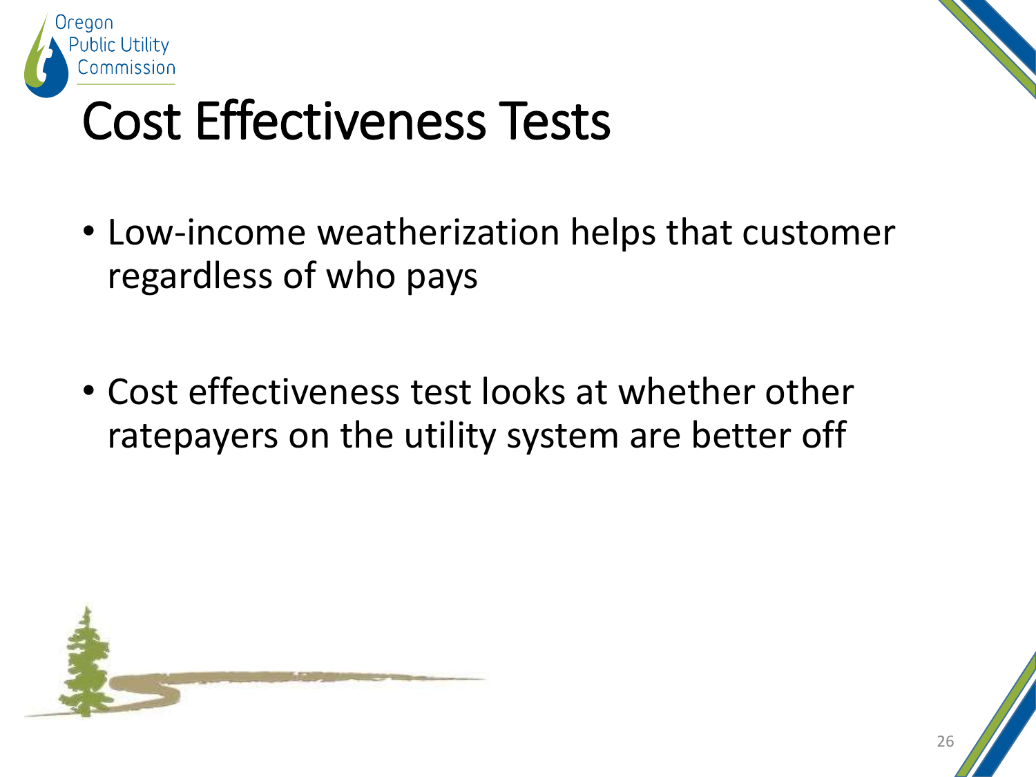# Cost Effectiveness Tests

- Low-income weatherization helps that customer regardless of who pays

- Cost effectiveness test looks at whether other ratepayers on the utility system are better off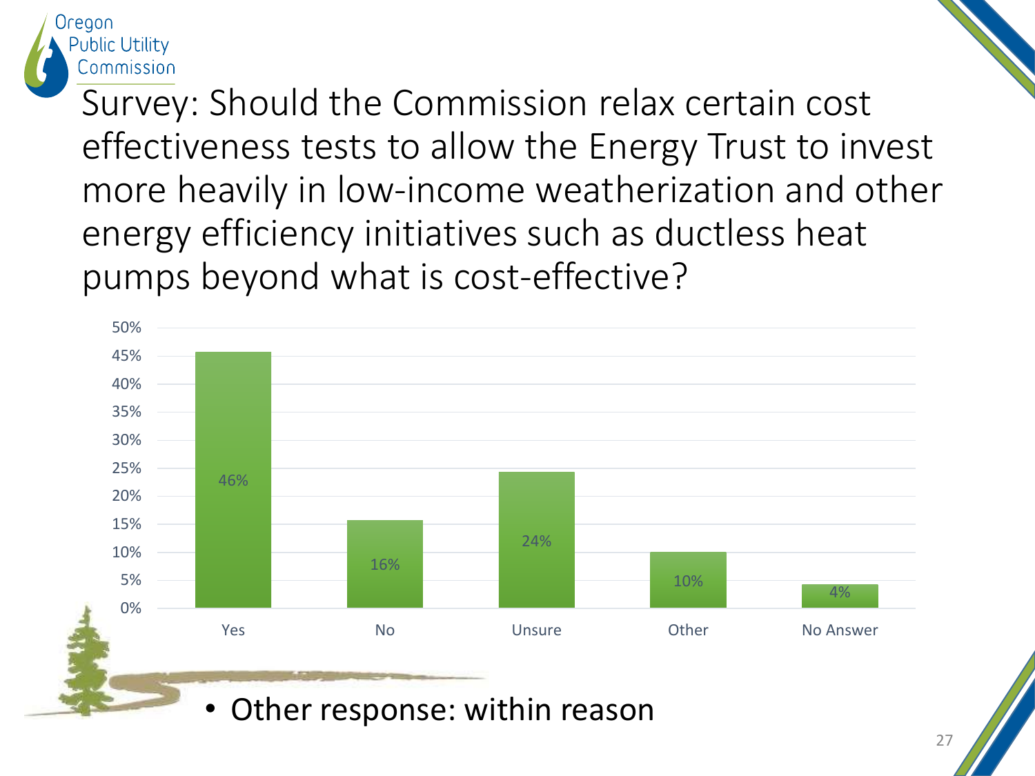# Survey: Should the Commission relax certain cost effectiveness tests to allow the Energy Trust to invest more heavily in low-income weatherization and other energy efficiency initiatives such as ductless heat pumps beyond what is cost-effective?

| Response | Percentage |
| --- | --- |
| Yes | 46% |
| No | 16% |
| Unsure | 24% |
| Other | 10% |
| No Answer | 4% |

- Other response: within reason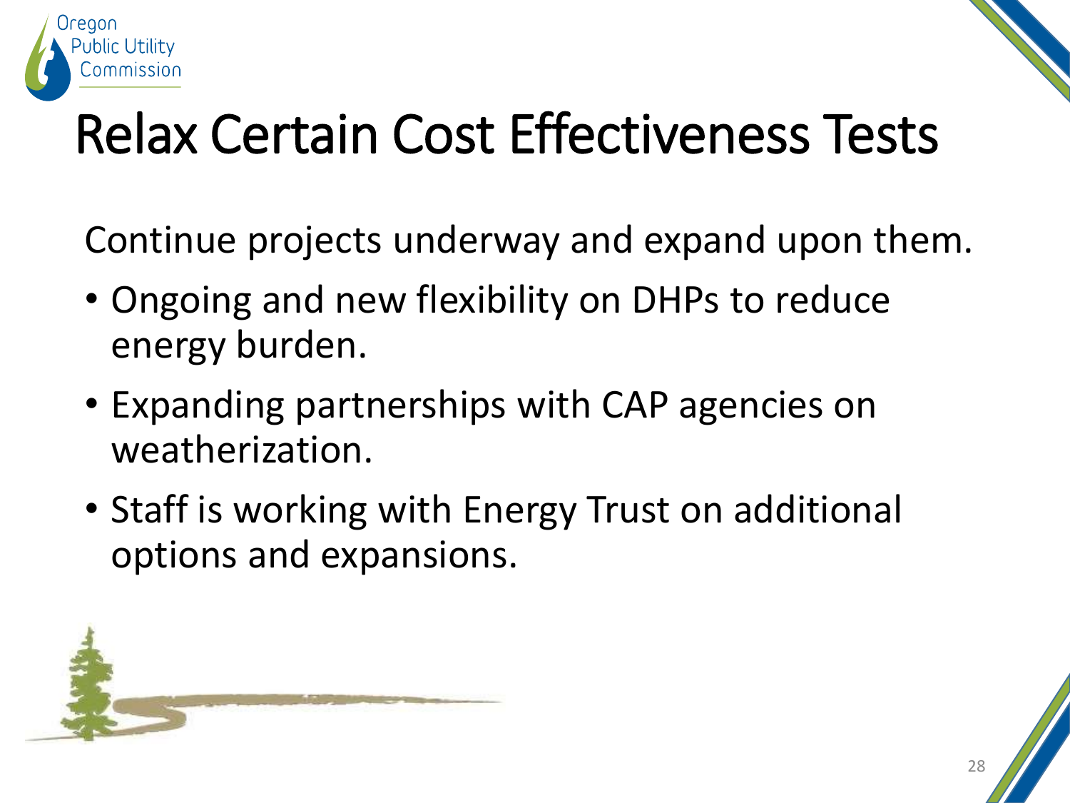# Relax Certain Cost Effectiveness Tests

Continue projects underway and expand upon them.

- Ongoing and new flexibility on DHPs to reduce energy burden.
- Expanding partnerships with CAP agencies on weatherization.
- Staff is working with Energy Trust on additional options and expansions.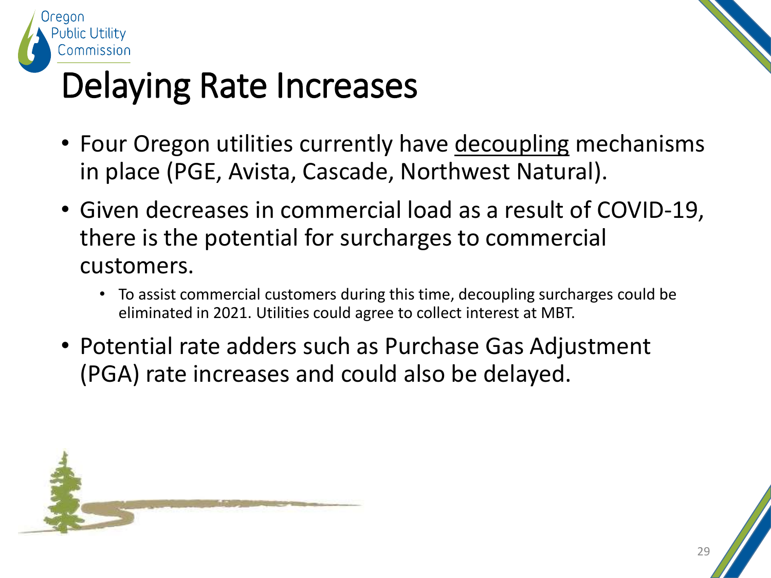# Delaying Rate Increases

- Four Oregon utilities currently have decoupling mechanisms in place (PGE, Avista, Cascade, Northwest Natural).
- Given decreases in commercial load as a result of COVID-19, there is the potential for surcharges to commercial customers.
  - To assist commercial customers during this time, decoupling surcharges could be eliminated in 2021. Utilities could agree to collect interest at MBT.
- Potential rate adders such as Purchase Gas Adjustment (PGA) rate increases and could also be delayed.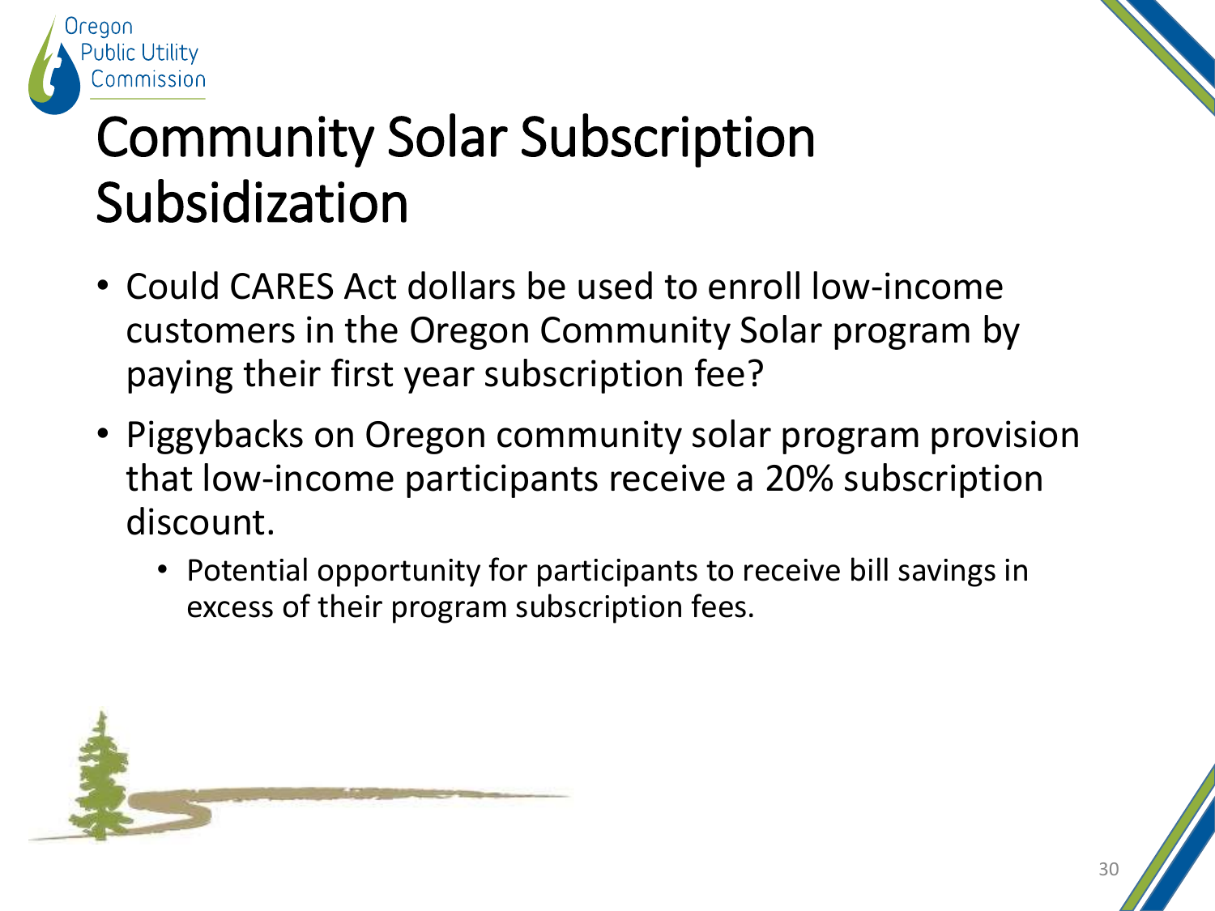# Community Solar Subscription Subsidization

- Could CARES Act dollars be used to enroll low-income customers in the Oregon Community Solar program by paying their first year subscription fee?
- Piggybacks on Oregon community solar program provision that low-income participants receive a 20% subscription discount.
  - Potential opportunity for participants to receive bill savings in excess of their program subscription fees.